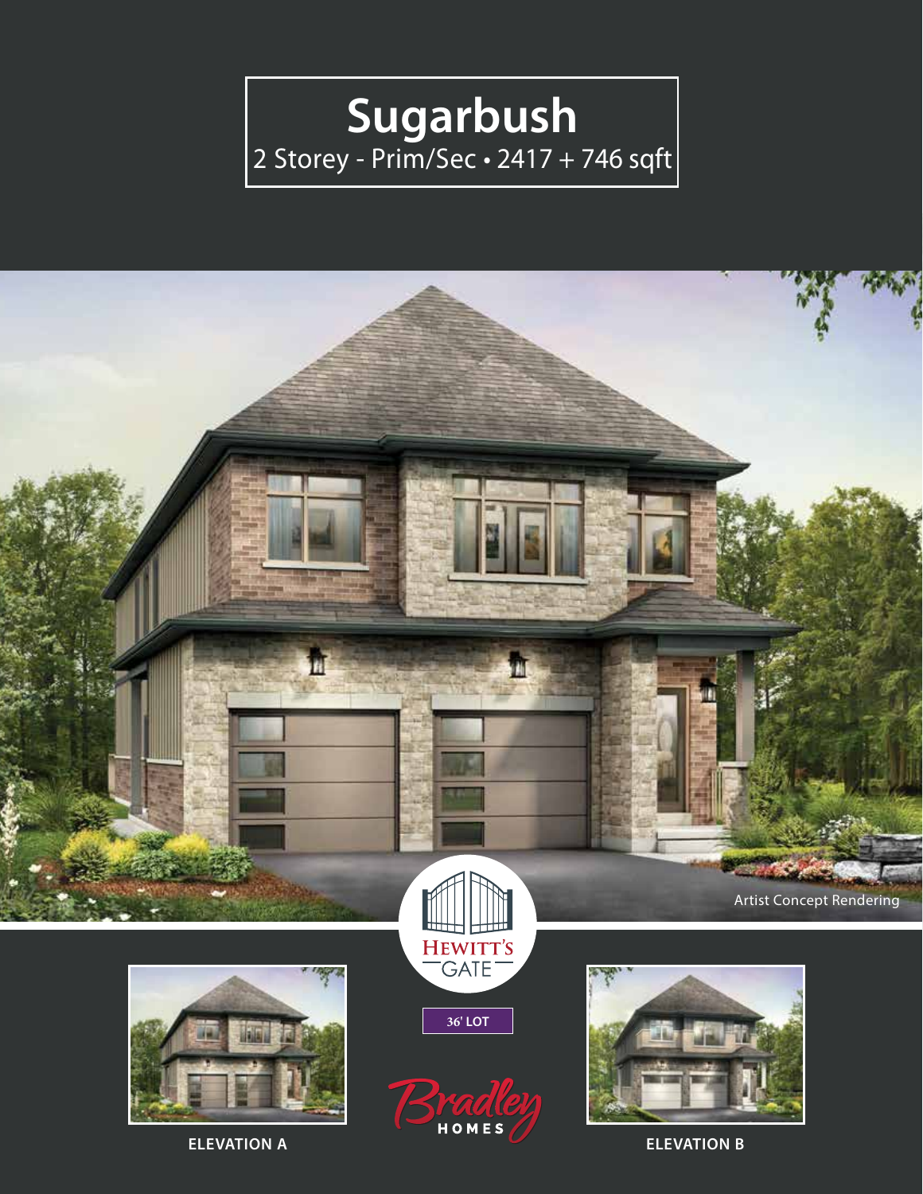# Sugarbush

2 Storey - Prim/Sec • 2417 + 746 sqft

Artist Concept Rendering

HEWITT'S GATE

36' LOT

Bradley HOMES

ELEVATION A

ELEVATION B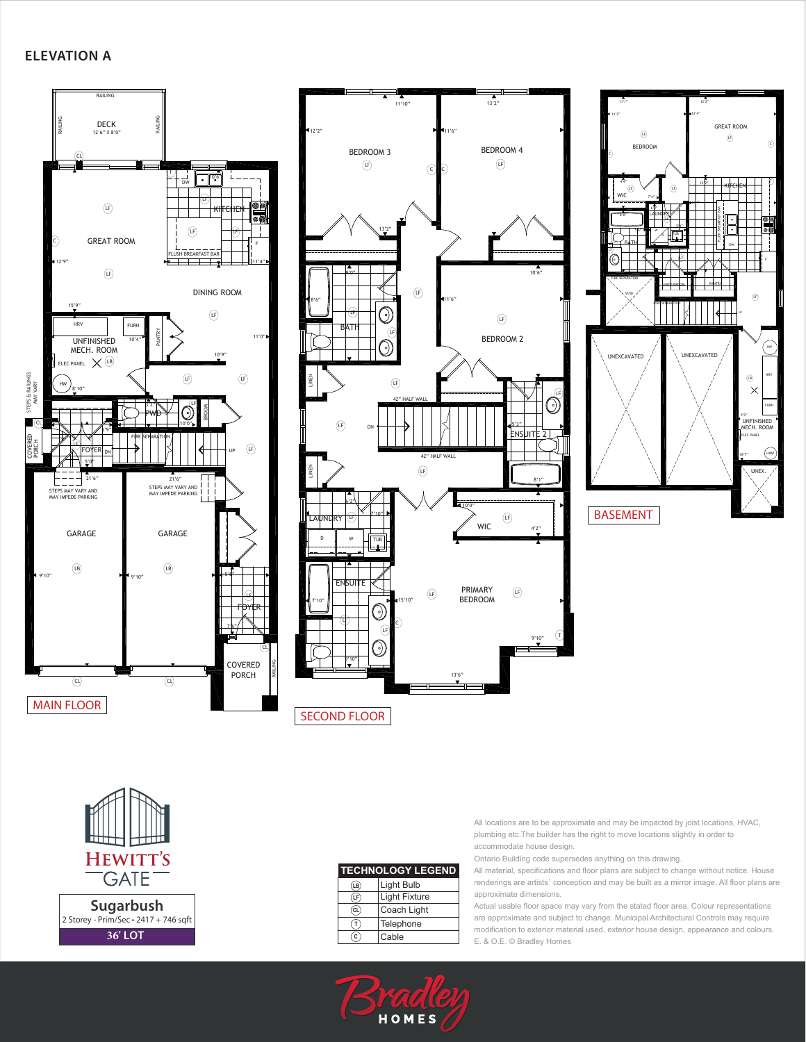## ELEVATION A

MAIN FLOOR

SECOND FLOOR

BASEMENT

HEWITT'S GATE

**Sugarbush**

2 Storey - Prim/Sec • 2417 + 746 sqft

**36' LOT**

| TECHNOLOGY LEGEND | |
|---|---|
| (LB) | Light Bulb |
| (LF) | Light Fixture |
| (CL) | Coach Light |
| (T) | Telephone |
| (C) | Cable |

All locations are to be approximate and may be impacted by joist locations, HVAC, plumbing etc.The builder has the right to move locations slightly in order to accommodate house design.

Ontario Building code supersedes anything on this drawing.

All material, specifications and floor plans are subject to change without notice. House renderings are artists´ conception and may be built as a mirror image. All floor plans are approximate dimensions.

Actual usable floor space may vary from the stated floor area. Colour representations are approximate and subject to change. Municipal Architectural Controls may require modification to exterior material used, exterior house design, appearance and colours. E. & O.E. © Bradley Homes

Bradley HOMES